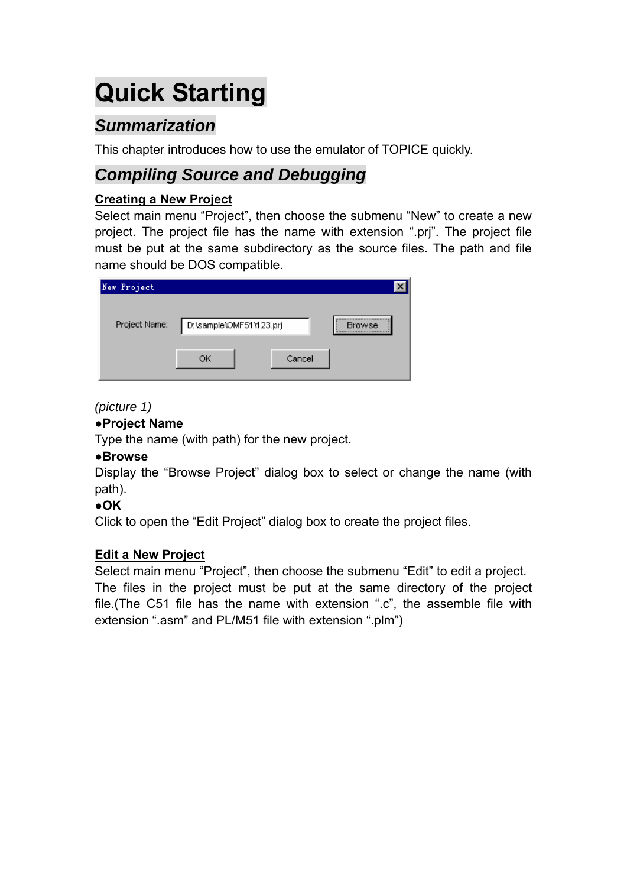# Quick Starting

## *Summarization*

This chapter introduces how to use the emulator of TOPICE quickly.

## *Compiling Source and Debugging*

### Creating a New Project

Select main menu "Project", then choose the submenu "New" to create a new project. The project file has the name with extension ".prj". The project file must be put at the same subdirectory as the source files. The path and file name should be DOS compatible.

*(picture 1)*

**●Project Name**

Type the name (with path) for the new project.

**●Browse**

Display the "Browse Project" dialog box to select or change the name (with path).

**●OK**

Click to open the "Edit Project" dialog box to create the project files.

### Edit a New Project

Select main menu "Project", then choose the submenu "Edit" to edit a project. The files in the project must be put at the same directory of the project file.(The C51 file has the name with extension ".c", the assemble file with extension ".asm" and PL/M51 file with extension ".plm")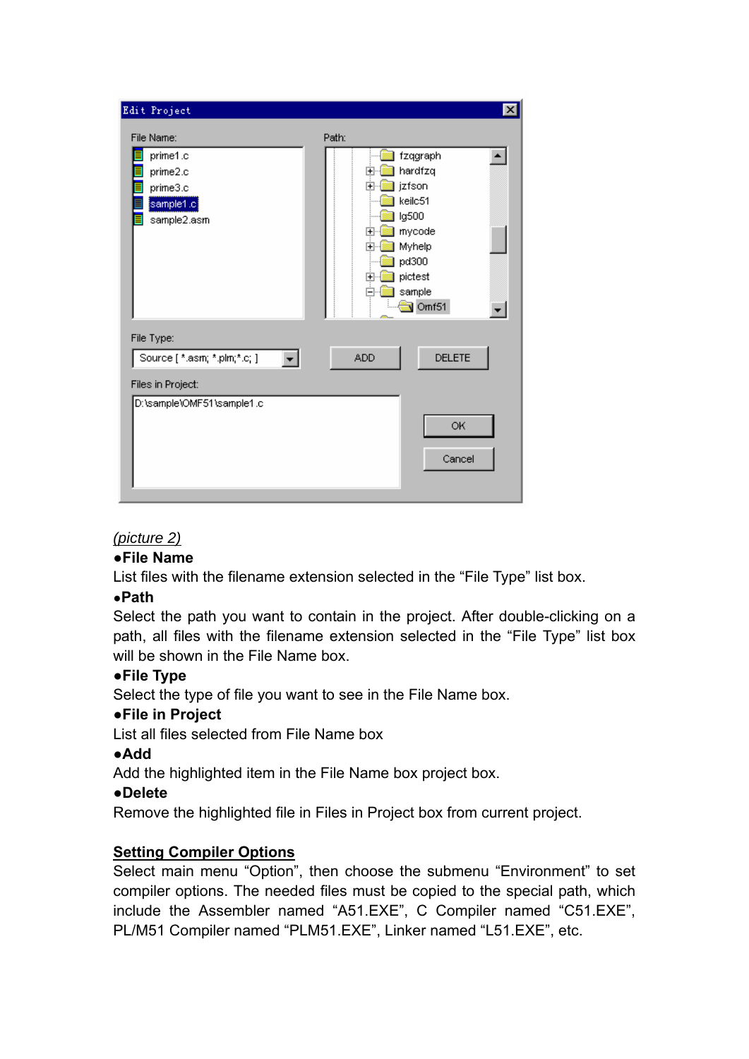*(picture 2)*

●**File Name**

List files with the filename extension selected in the “File Type” list box.

●**Path**

Select the path you want to contain in the project. After double-clicking on a path, all files with the filename extension selected in the “File Type” list box will be shown in the File Name box.

●**File Type**

Select the type of file you want to see in the File Name box.

●**File in Project**

List all files selected from File Name box

●**Add**

Add the highlighted item in the File Name box project box.

●**Delete**

Remove the highlighted file in Files in Project box from current project.

## Setting Compiler Options

Select main menu “Option”, then choose the submenu “Environment” to set compiler options. The needed files must be copied to the special path, which include the Assembler named “A51.EXE”, C Compiler named “C51.EXE”, PL/M51 Compiler named “PLM51.EXE”, Linker named “L51.EXE”, etc.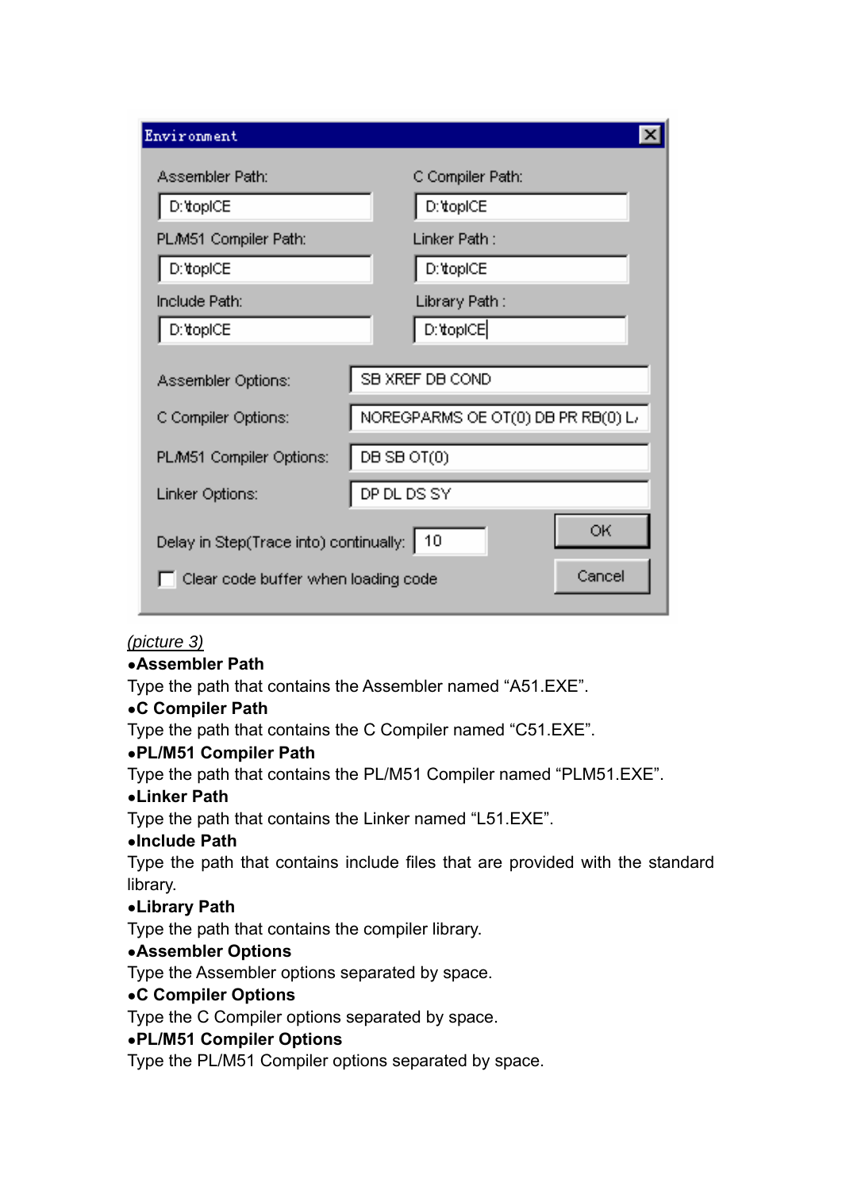**Environment**

| | |
|---|---|
| Assembler Path: | D:\topICE |
| C Compiler Path: | D:\topICE |
| PL/M51 Compiler Path: | D:\topICE |
| Linker Path : | D:\topICE |
| Include Path: | D:\topICE |
| Library Path : | D:\topICE |
| Assembler Options: | SB XREF DB COND |
| C Compiler Options: | NOREGPARMS OE OT(0) DB PR RB(0) L |
| PL/M51 Compiler Options: | DB SB OT(0) |
| Linker Options: | DP DL DS SY |
| Delay in Step(Trace into) continually: | 10 |

☐ Clear code buffer when loading code

OK | Cancel

*(picture 3)*

- **Assembler Path**

Type the path that contains the Assembler named "A51.EXE".

- **C Compiler Path**

Type the path that contains the C Compiler named "C51.EXE".

- **PL/M51 Compiler Path**

Type the path that contains the PL/M51 Compiler named "PLM51.EXE".

- **Linker Path**

Type the path that contains the Linker named "L51.EXE".

- **Include Path**

Type the path that contains include files that are provided with the standard library.

- **Library Path**

Type the path that contains the compiler library.

- **Assembler Options**

Type the Assembler options separated by space.

- **C Compiler Options**

Type the C Compiler options separated by space.

- **PL/M51 Compiler Options**

Type the PL/M51 Compiler options separated by space.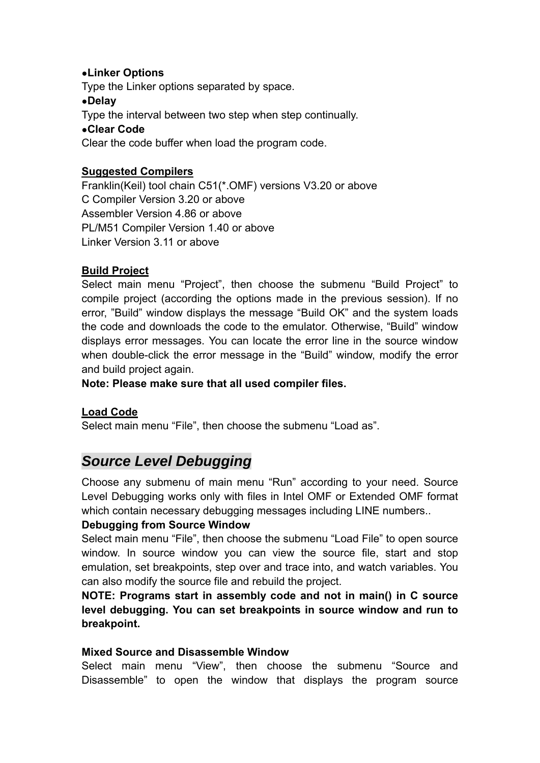●**Linker Options**

Type the Linker options separated by space.

●**Delay**

Type the interval between two step when step continually.

●**Clear Code**

Clear the code buffer when load the program code.

**Suggested Compilers**

Franklin(Keil) tool chain C51(*.OMF) versions V3.20 or above
C Compiler Version 3.20 or above
Assembler Version 4.86 or above
PL/M51 Compiler Version 1.40 or above
Linker Version 3.11 or above

**Build Project**

Select main menu "Project", then choose the submenu "Build Project" to compile project (according the options made in the previous session). If no error, "Build" window displays the message "Build OK" and the system loads the code and downloads the code to the emulator. Otherwise, "Build" window displays error messages. You can locate the error line in the source window when double-click the error message in the "Build" window, modify the error and build project again.

**Note: Please make sure that all used compiler files.**

**Load Code**

Select main menu "File", then choose the submenu "Load as".

## *Source Level Debugging*

Choose any submenu of main menu "Run" according to your need. Source Level Debugging works only with files in Intel OMF or Extended OMF format which contain necessary debugging messages including LINE numbers..

**Debugging from Source Window**

Select main menu "File", then choose the submenu "Load File" to open source window. In source window you can view the source file, start and stop emulation, set breakpoints, step over and trace into, and watch variables. You can also modify the source file and rebuild the project.

**NOTE: Programs start in assembly code and not in main() in C source level debugging. You can set breakpoints in source window and run to breakpoint.**

**Mixed Source and Disassemble Window**

Select main menu "View", then choose the submenu "Source and Disassemble" to open the window that displays the program source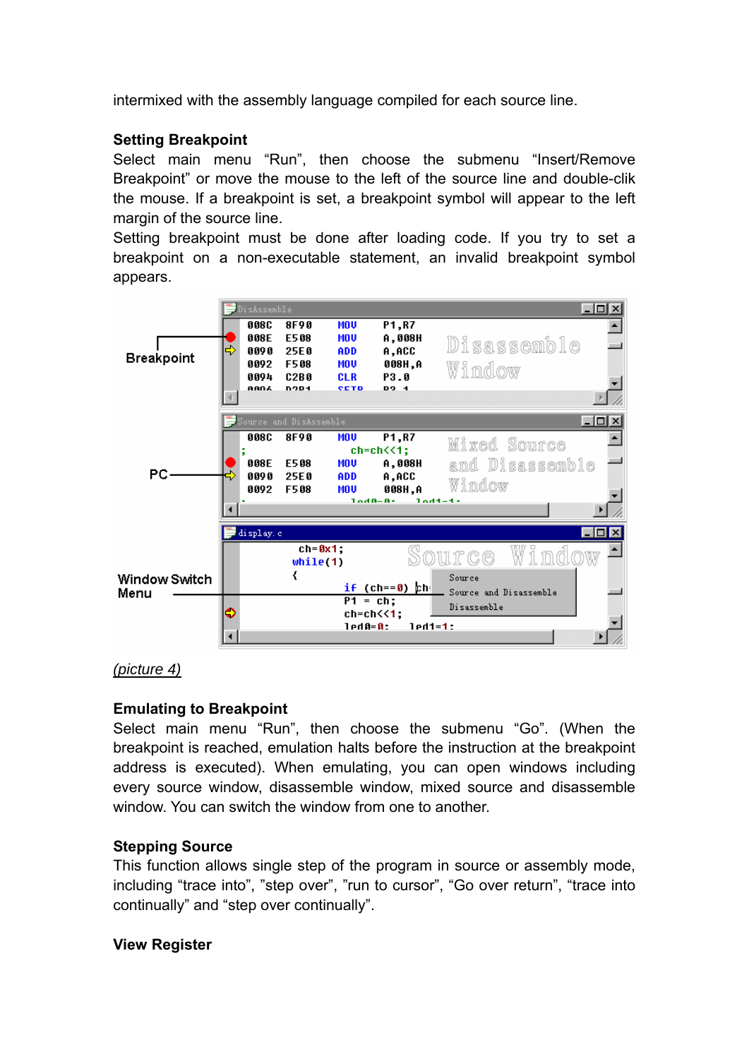intermixed with the assembly language compiled for each source line.

**Setting Breakpoint**

Select main menu "Run", then choose the submenu "Insert/Remove Breakpoint" or move the mouse to the left of the source line and double-clik the mouse. If a breakpoint is set, a breakpoint symbol will appear to the left margin of the source line.

Setting breakpoint must be done after loading code. If you try to set a breakpoint on a non-executable statement, an invalid breakpoint symbol appears.

*(picture 4)*

**Emulating to Breakpoint**

Select main menu "Run", then choose the submenu "Go". (When the breakpoint is reached, emulation halts before the instruction at the breakpoint address is executed). When emulating, you can open windows including every source window, disassemble window, mixed source and disassemble window. You can switch the window from one to another.

**Stepping Source**

This function allows single step of the program in source or assembly mode, including "trace into", "step over", "run to cursor", "Go over return", "trace into continually" and "step over continually".

**View Register**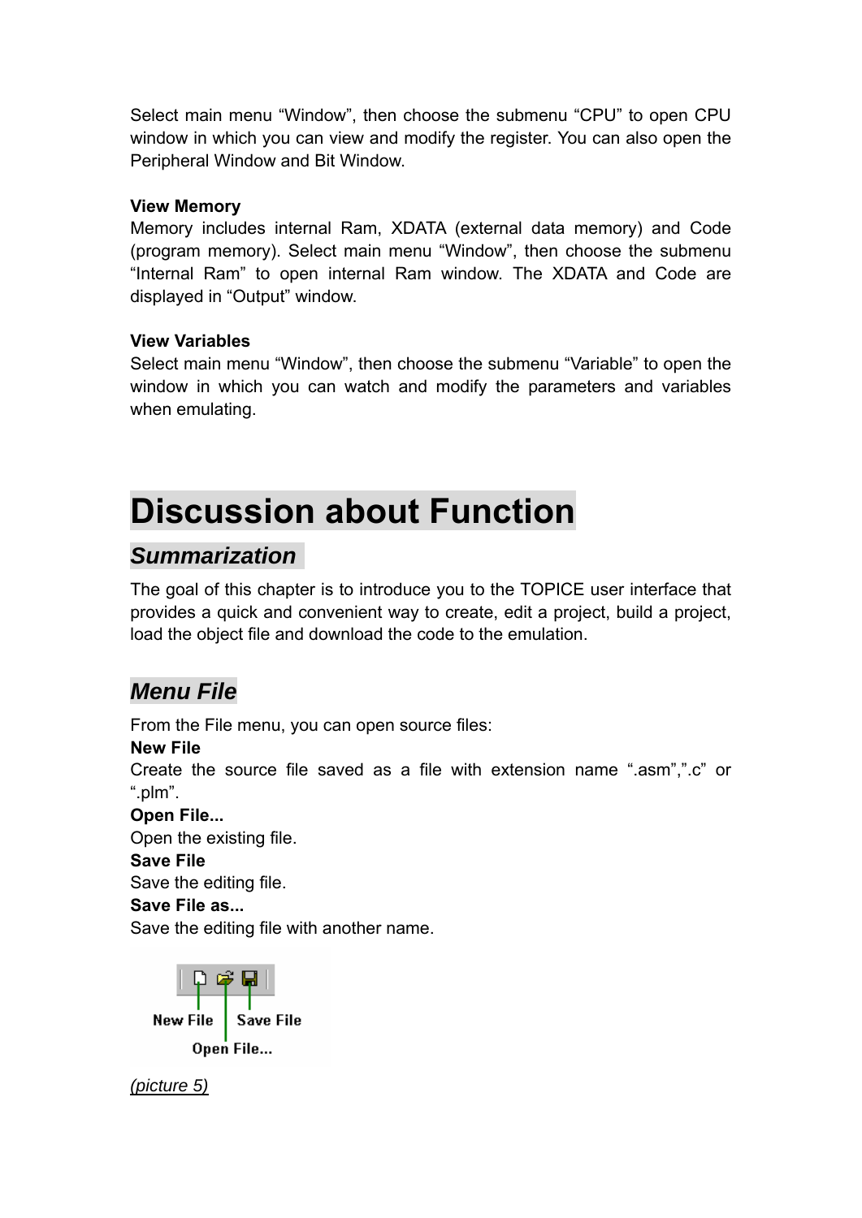Select main menu “Window”, then choose the submenu “CPU” to open CPU window in which you can view and modify the register. You can also open the Peripheral Window and Bit Window.

**View Memory**
Memory includes internal Ram, XDATA (external data memory) and Code (program memory). Select main menu “Window”, then choose the submenu “Internal Ram” to open internal Ram window. The XDATA and Code are displayed in “Output” window.

**View Variables**
Select main menu “Window”, then choose the submenu “Variable” to open the window in which you can watch and modify the parameters and variables when emulating.

# Discussion about Function

## *Summarization*

The goal of this chapter is to introduce you to the TOPICE user interface that provides a quick and convenient way to create, edit a project, build a project, load the object file and download the code to the emulation.

## *Menu File*

From the File menu, you can open source files:

**New File**
Create the source file saved as a file with extension name “.asm”,”.c” or “.plm”.

**Open File...**
Open the existing file.

**Save File**
Save the editing file.

**Save File as...**
Save the editing file with another name.

New File   Save File
Open File...

*(picture 5)*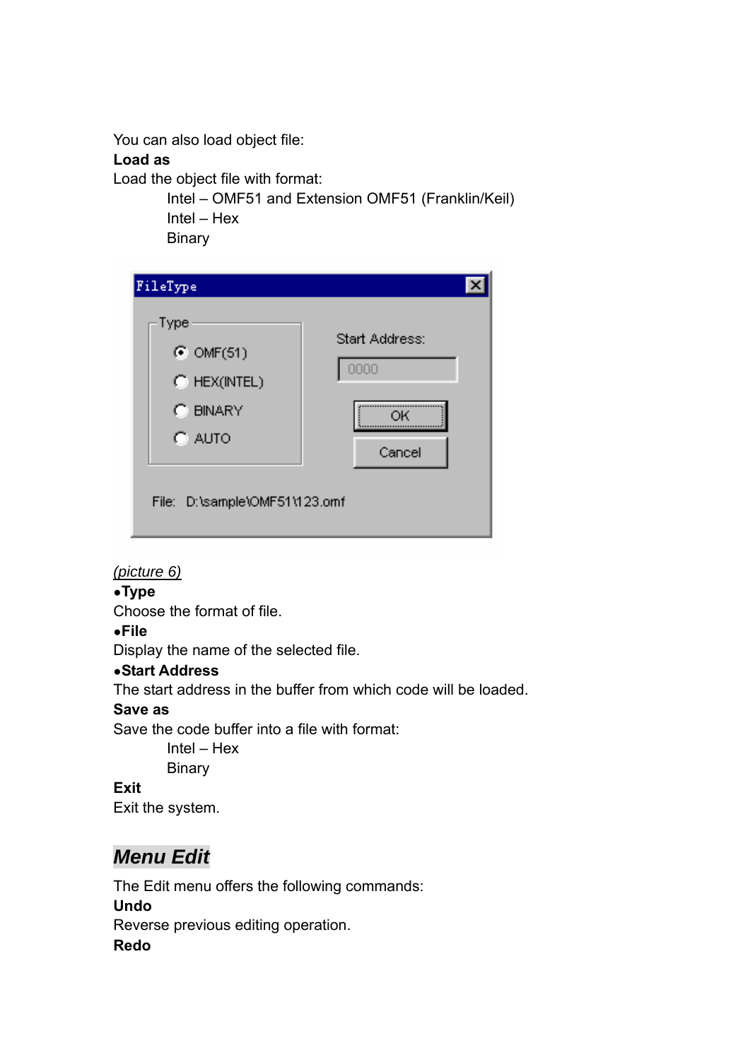You can also load object file:

**Load as**

Load the object file with format:

- Intel – OMF51 and Extension OMF51 (Franklin/Keil)
- Intel – Hex
- Binary

(picture 6)

**•Type**

Choose the format of file.

**•File**

Display the name of the selected file.

**•Start Address**

The start address in the buffer from which code will be loaded.

**Save as**

Save the code buffer into a file with format:

- Intel – Hex
- Binary

**Exit**

Exit the system.

## *Menu Edit*

The Edit menu offers the following commands:

**Undo**

Reverse previous editing operation.

**Redo**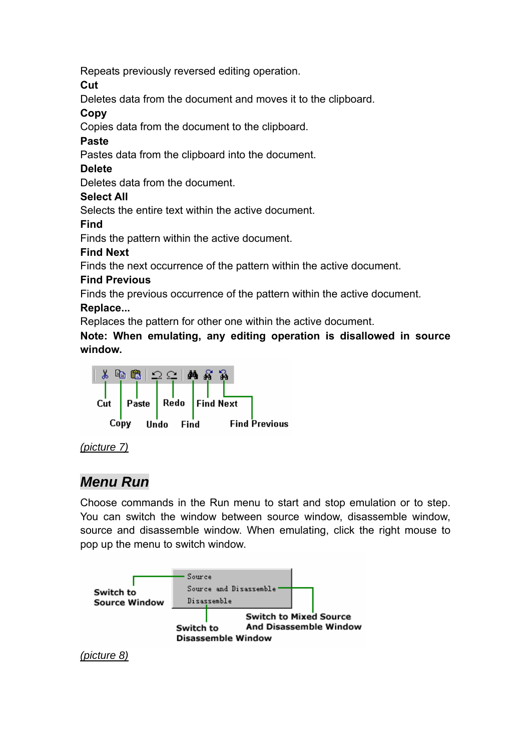Repeats previously reversed editing operation.

**Cut**

Deletes data from the document and moves it to the clipboard.

**Copy**

Copies data from the document to the clipboard.

**Paste**

Pastes data from the clipboard into the document.

**Delete**

Deletes data from the document.

**Select All**

Selects the entire text within the active document.

**Find**

Finds the pattern within the active document.

**Find Next**

Finds the next occurrence of the pattern within the active document.

**Find Previous**

Finds the previous occurrence of the pattern within the active document.

**Replace...**

Replaces the pattern for other one within the active document.

**Note: When emulating, any editing operation is disallowed in source window.**

Cut Paste Redo Find Next

Copy Undo Find Find Previous

(picture 7)

## Menu Run

Choose commands in the Run menu to start and stop emulation or to step. You can switch the window between source window, disassemble window, source and disassemble window. When emulating, click the right mouse to pop up the menu to switch window.

Source

Source and Disassemble

Disassemble

Switch to Source Window

Switch to Mixed Source And Disassemble Window

Switch to Disassemble Window

(picture 8)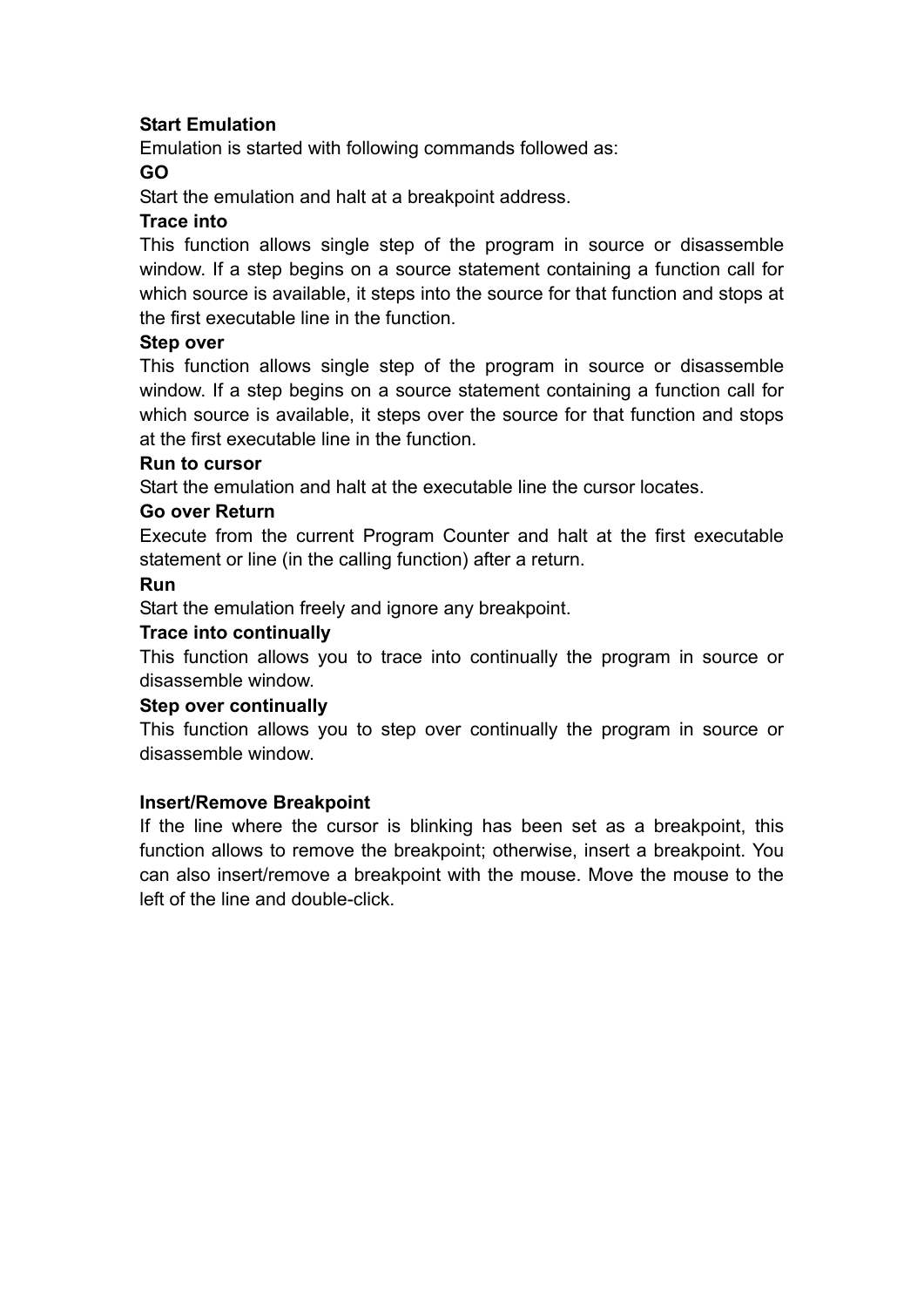**Start Emulation**

Emulation is started with following commands followed as:

**GO**

Start the emulation and halt at a breakpoint address.

**Trace into**

This function allows single step of the program in source or disassemble window. If a step begins on a source statement containing a function call for which source is available, it steps into the source for that function and stops at the first executable line in the function.

**Step over**

This function allows single step of the program in source or disassemble window. If a step begins on a source statement containing a function call for which source is available, it steps over the source for that function and stops at the first executable line in the function.

**Run to cursor**

Start the emulation and halt at the executable line the cursor locates.

**Go over Return**

Execute from the current Program Counter and halt at the first executable statement or line (in the calling function) after a return.

**Run**

Start the emulation freely and ignore any breakpoint.

**Trace into continually**

This function allows you to trace into continually the program in source or disassemble window.

**Step over continually**

This function allows you to step over continually the program in source or disassemble window.

**Insert/Remove Breakpoint**

If the line where the cursor is blinking has been set as a breakpoint, this function allows to remove the breakpoint; otherwise, insert a breakpoint. You can also insert/remove a breakpoint with the mouse. Move the mouse to the left of the line and double-click.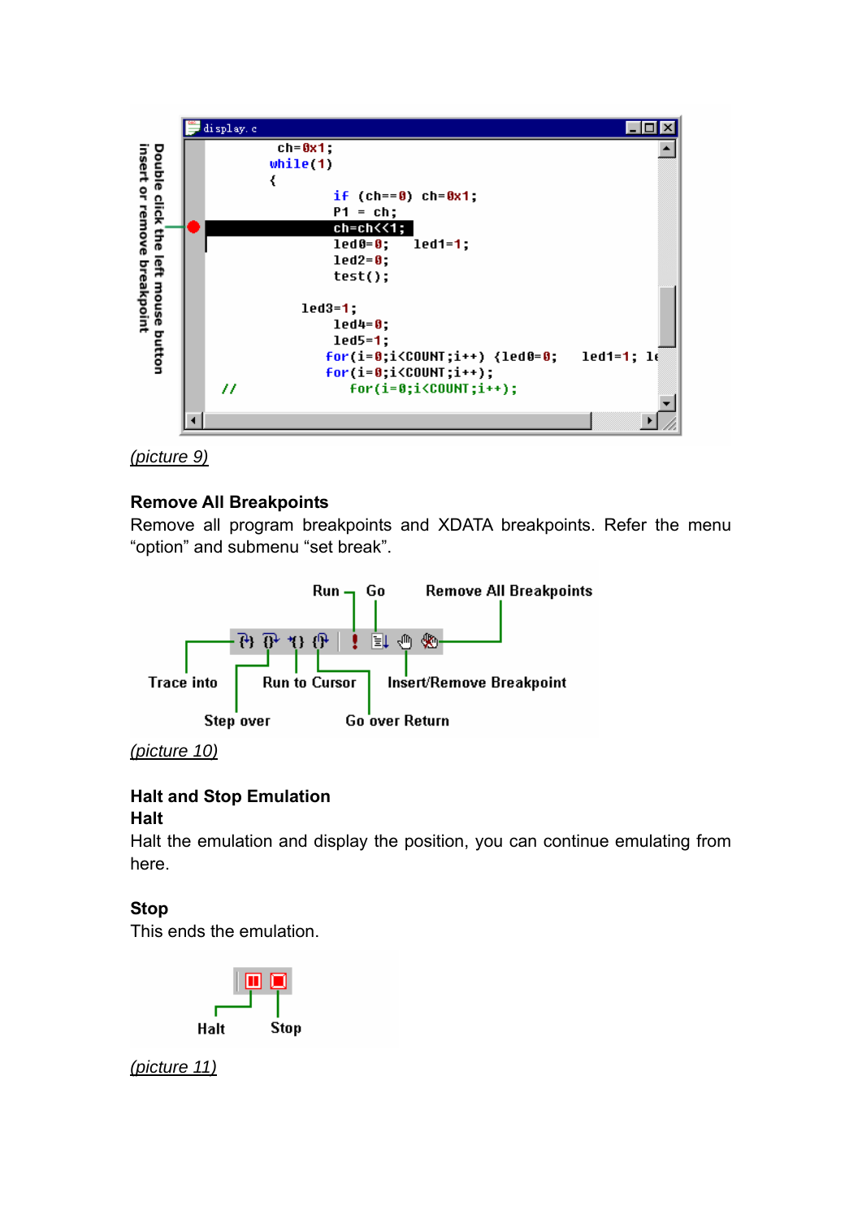(picture 9)

**Remove All Breakpoints**

Remove all program breakpoints and XDATA breakpoints. Refer the menu "option" and submenu "set break".

(picture 10)

**Halt and Stop Emulation**

**Halt**

Halt the emulation and display the position, you can continue emulating from here.

**Stop**

This ends the emulation.

(picture 11)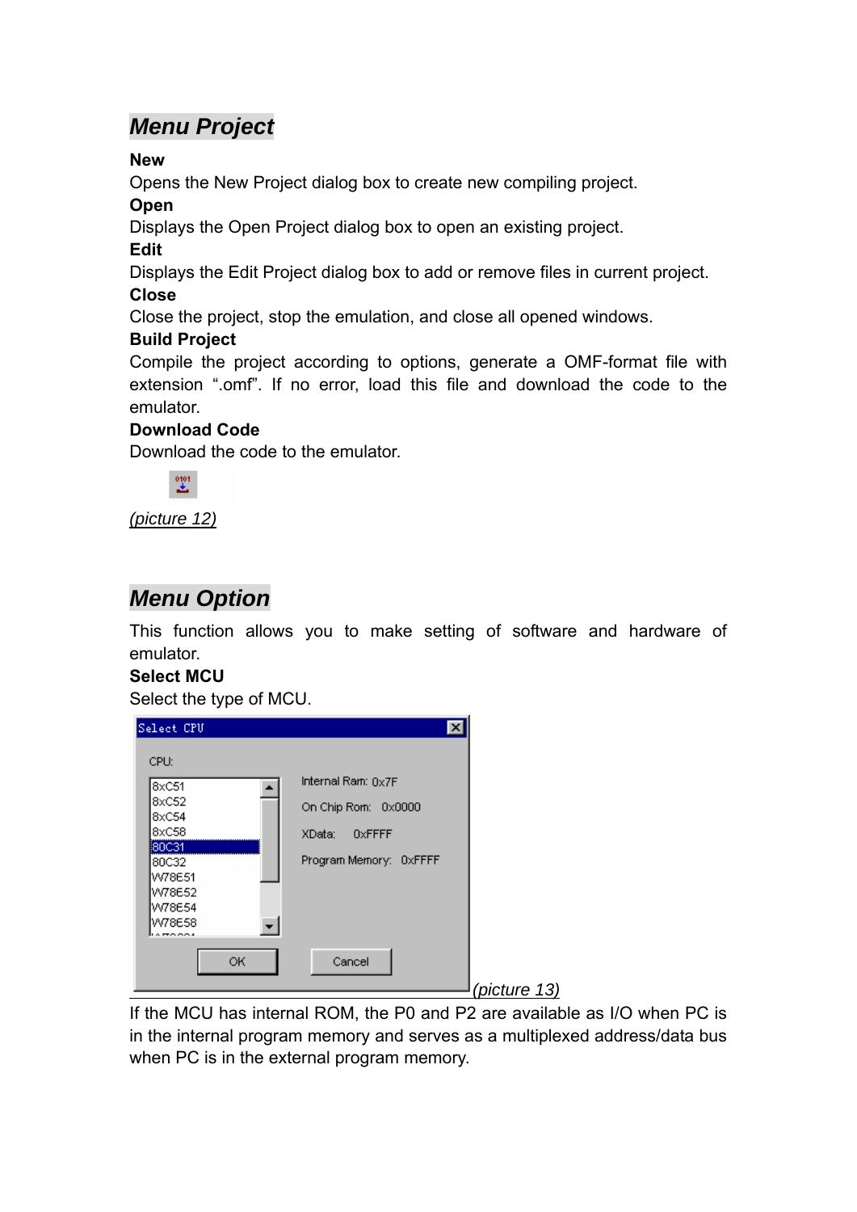## Menu Project

**New**

Opens the New Project dialog box to create new compiling project.

**Open**

Displays the Open Project dialog box to open an existing project.

**Edit**

Displays the Edit Project dialog box to add or remove files in current project.

**Close**

Close the project, stop the emulation, and close all opened windows.

**Build Project**

Compile the project according to options, generate a OMF-format file with extension ".omf". If no error, load this file and download the code to the emulator.

**Download Code**

Download the code to the emulator.

*(picture 12)*

## Menu Option

This function allows you to make setting of software and hardware of emulator.

**Select MCU**

Select the type of MCU.

*(picture 13)*

If the MCU has internal ROM, the P0 and P2 are available as I/O when PC is in the internal program memory and serves as a multiplexed address/data bus when PC is in the external program memory.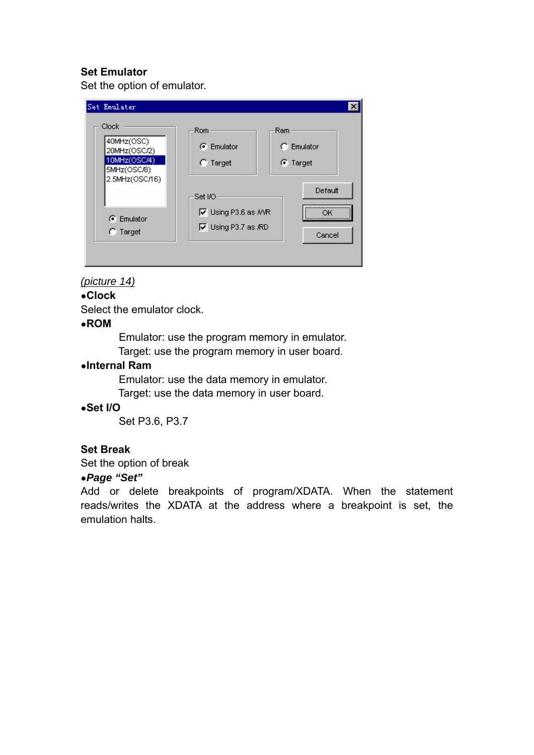**Set Emulator**

Set the option of emulator.

*(picture 14)*

•**Clock**

Select the emulator clock.

•**ROM**

Emulator: use the program memory in emulator.

Target: use the program memory in user board.

•**Internal Ram**

Emulator: use the data memory in emulator.

Target: use the data memory in user board.

•**Set I/O**

Set P3.6, P3.7

**Set Break**

Set the option of break

•***Page "Set"***

Add or delete breakpoints of program/XDATA. When the statement reads/writes the XDATA at the address where a breakpoint is set, the emulation halts.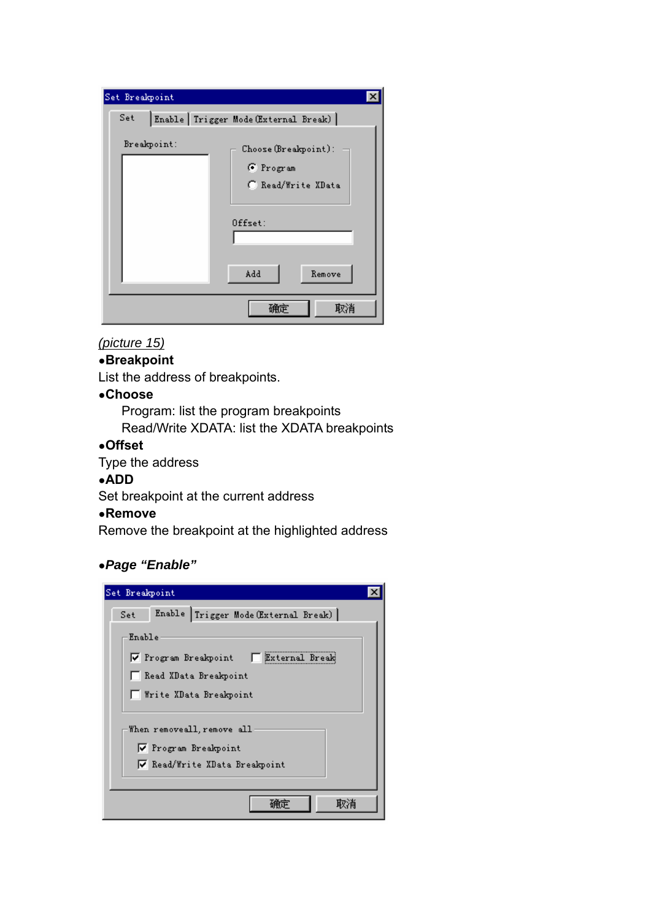(picture 15)

●**Breakpoint**

List the address of breakpoints.

●**Choose**

Program: list the program breakpoints

Read/Write XDATA: list the XDATA breakpoints

●**Offset**

Type the address

●**ADD**

Set breakpoint at the current address

●**Remove**

Remove the breakpoint at the highlighted address

●***Page "Enable"***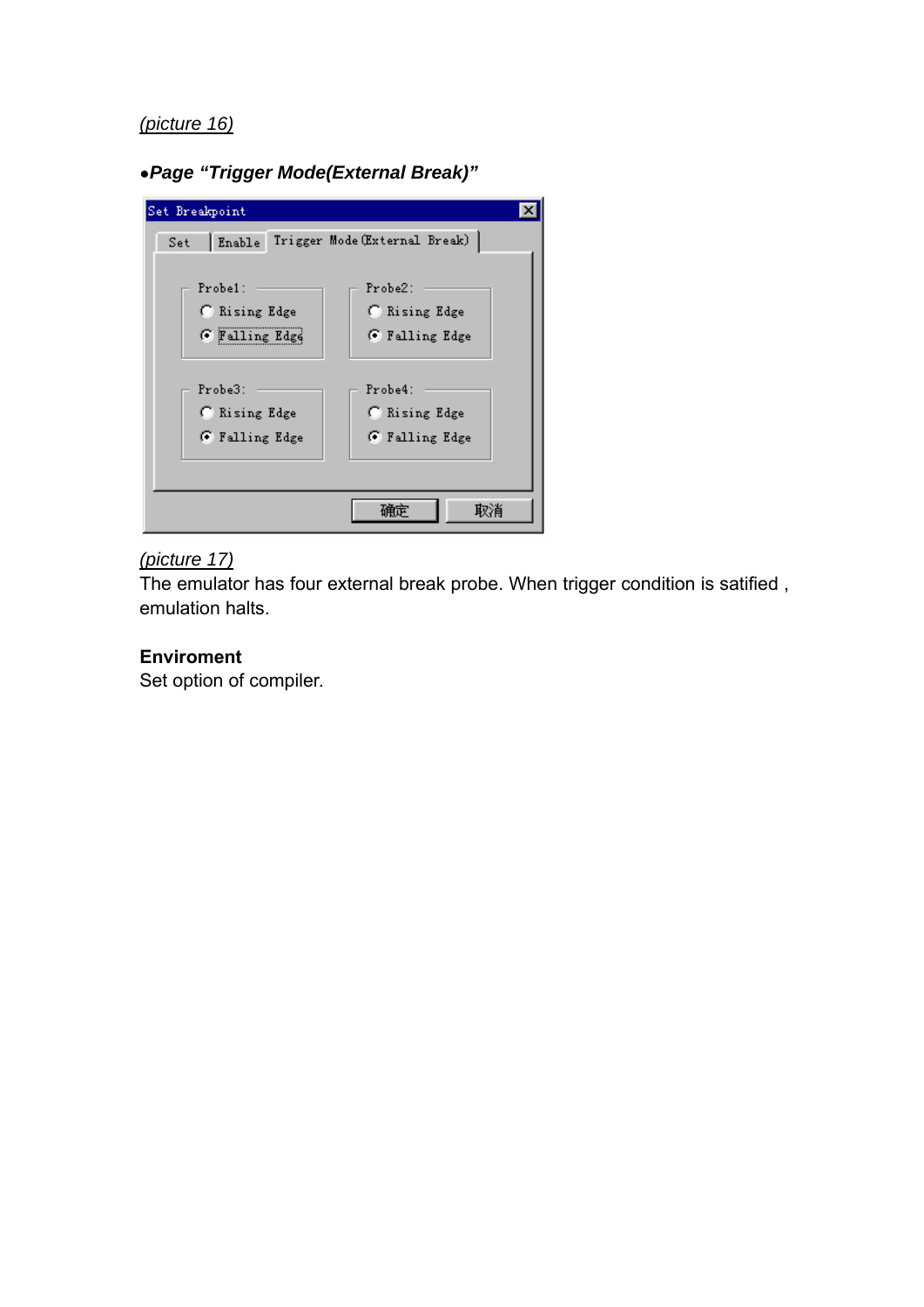*(picture 16)*

***•Page "Trigger Mode(External Break)"***

*(picture 17)*

The emulator has four external break probe. When trigger condition is satified , emulation halts.

**Enviroment**

Set option of compiler.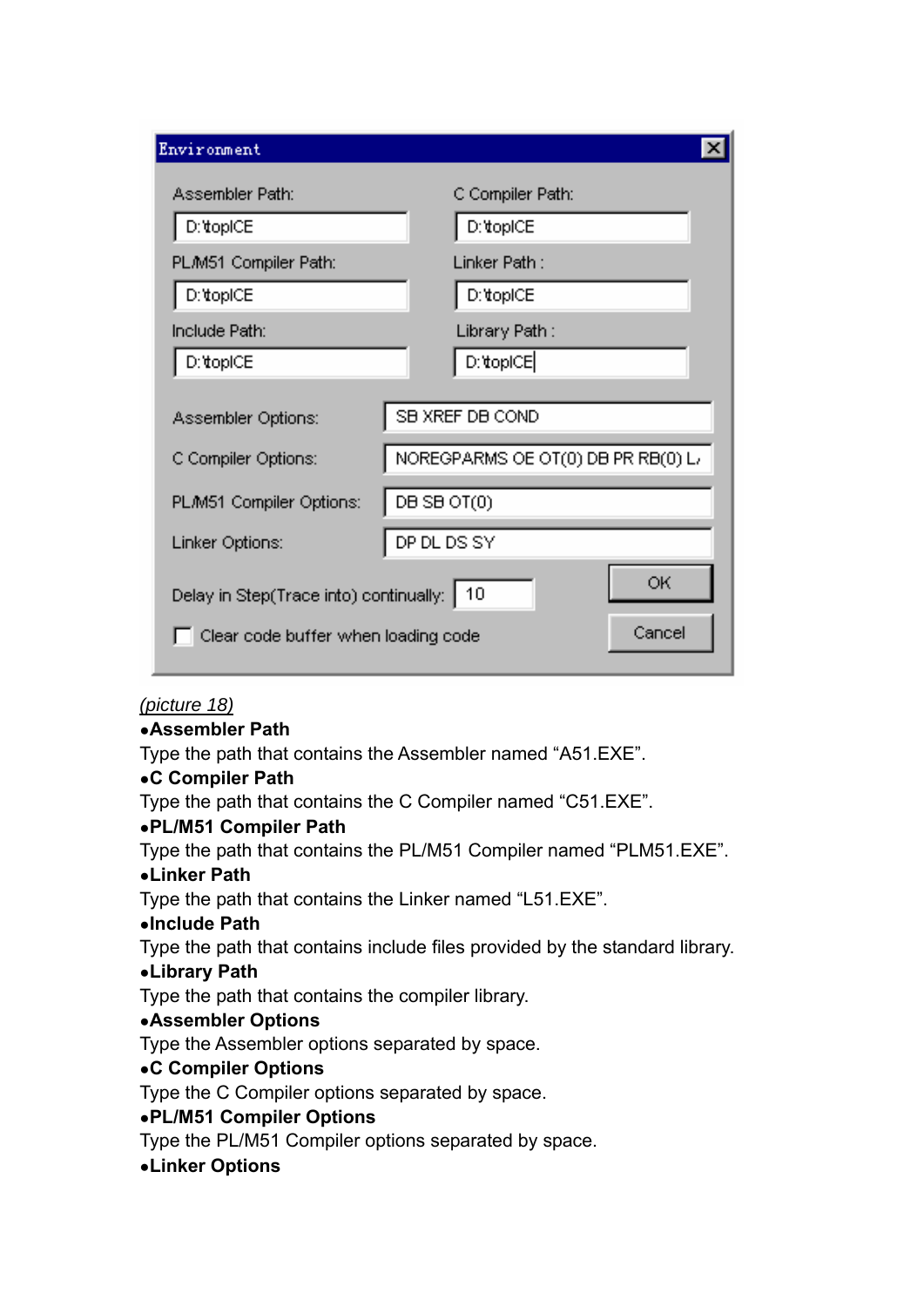*(picture 18)*

- **Assembler Path**

Type the path that contains the Assembler named "A51.EXE".

- **C Compiler Path**

Type the path that contains the C Compiler named "C51.EXE".

- **PL/M51 Compiler Path**

Type the path that contains the PL/M51 Compiler named "PLM51.EXE".

- **Linker Path**

Type the path that contains the Linker named "L51.EXE".

- **Include Path**

Type the path that contains include files provided by the standard library.

- **Library Path**

Type the path that contains the compiler library.

- **Assembler Options**

Type the Assembler options separated by space.

- **C Compiler Options**

Type the C Compiler options separated by space.

- **PL/M51 Compiler Options**

Type the PL/M51 Compiler options separated by space.

- **Linker Options**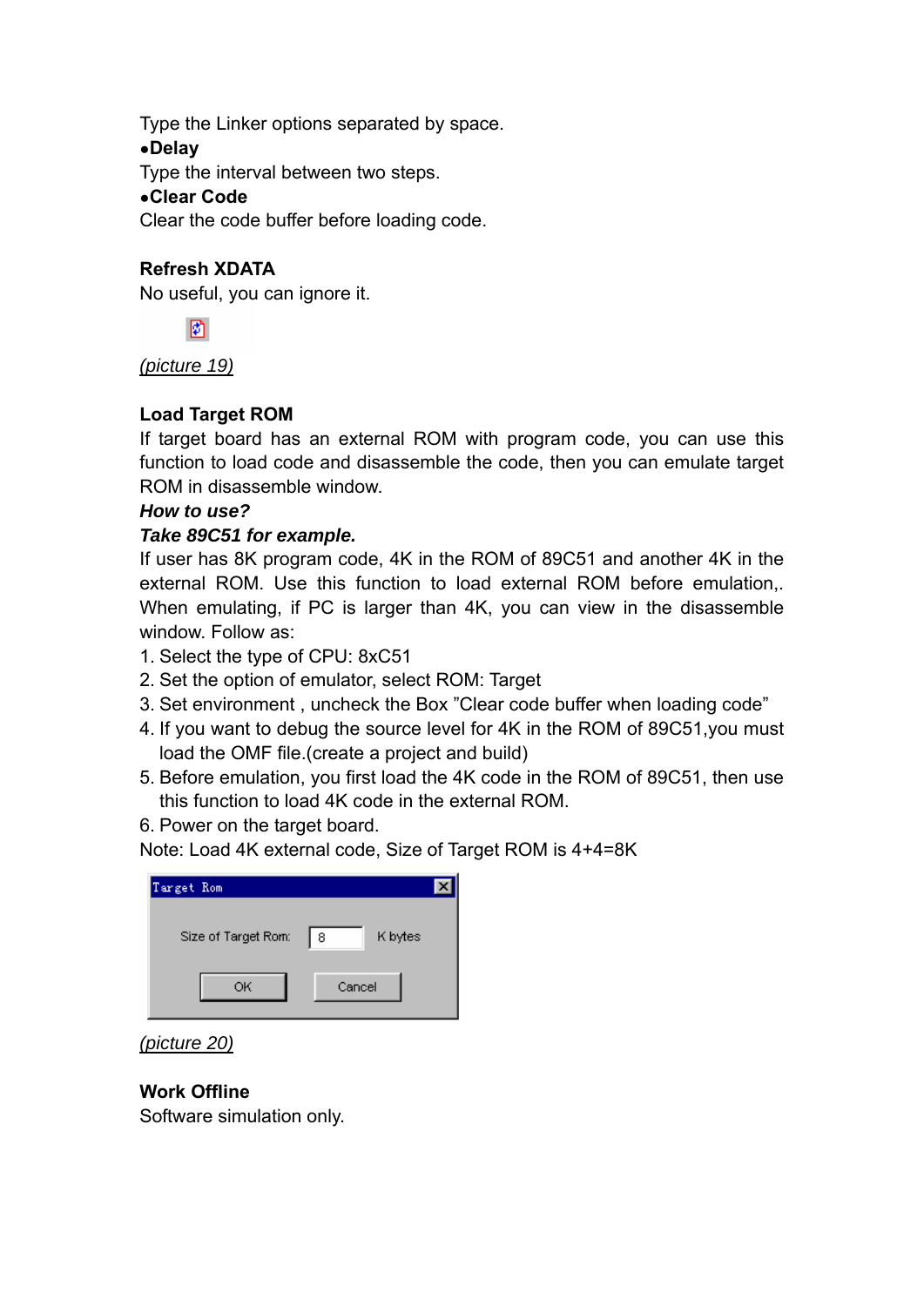Type the Linker options separated by space.

●**Delay**

Type the interval between two steps.

●**Clear Code**

Clear the code buffer before loading code.

**Refresh XDATA**

No useful, you can ignore it.

(picture 19)

**Load Target ROM**

If target board has an external ROM with program code, you can use this function to load code and disassemble the code, then you can emulate target ROM in disassemble window.

***How to use?***

***Take 89C51 for example.***

If user has 8K program code, 4K in the ROM of 89C51 and another 4K in the external ROM. Use this function to load external ROM before emulation,. When emulating, if PC is larger than 4K, you can view in the disassemble window. Follow as:

1. Select the type of CPU: 8xC51
2. Set the option of emulator, select ROM: Target
3. Set environment , uncheck the Box "Clear code buffer when loading code"
4. If you want to debug the source level for 4K in the ROM of 89C51,you must load the OMF file.(create a project and build)
5. Before emulation, you first load the 4K code in the ROM of 89C51, then use this function to load 4K code in the external ROM.
6. Power on the target board.

Note: Load 4K external code, Size of Target ROM is 4+4=8K

Target Rom

Size of Target Rom: 8 K bytes

OK Cancel

(picture 20)

**Work Offline**

Software simulation only.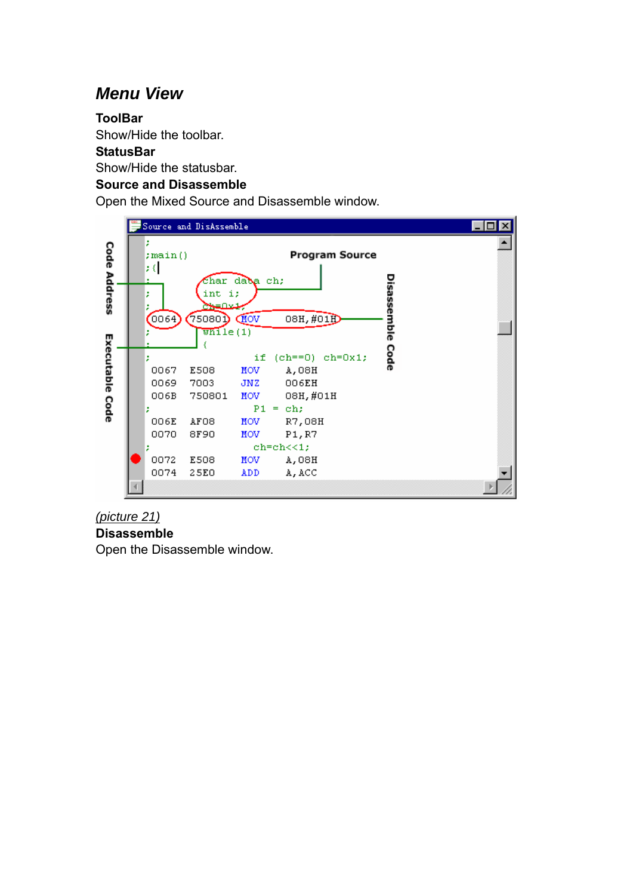## *Menu View*

**ToolBar**
Show/Hide the toolbar.
**StatusBar**
Show/Hide the statusbar.
**Source and Disassemble**
Open the Mixed Source and Disassemble window.

(picture 21)
**Disassemble**
Open the Disassemble window.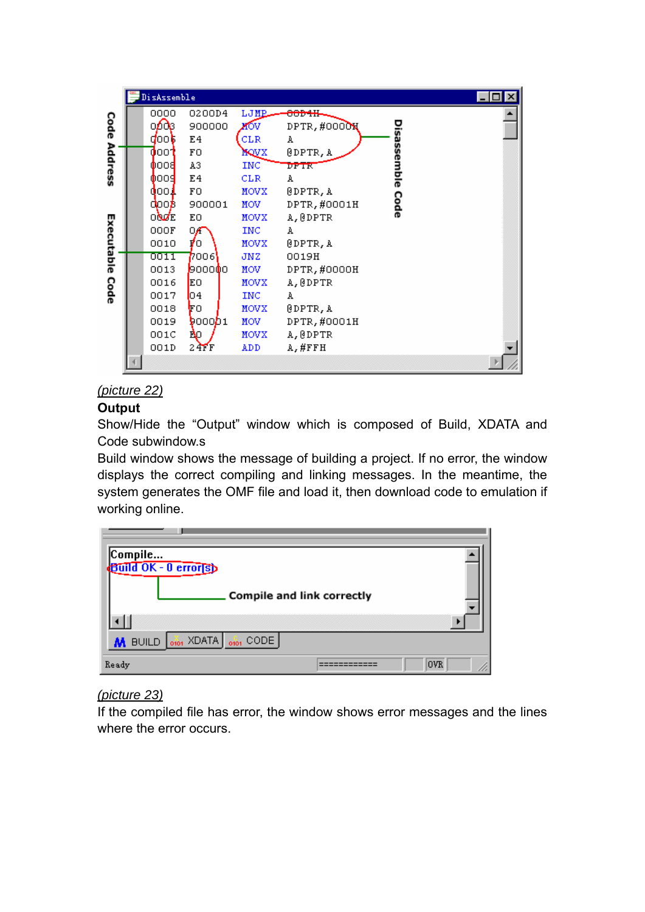(picture 22)

**Output**

Show/Hide the “Output” window which is composed of Build, XDATA and Code subwindow.s

Build window shows the message of building a project. If no error, the window displays the correct compiling and linking messages. In the meantime, the system generates the OMF file and load it, then download code to emulation if working online.

(picture 23)

If the compiled file has error, the window shows error messages and the lines where the error occurs.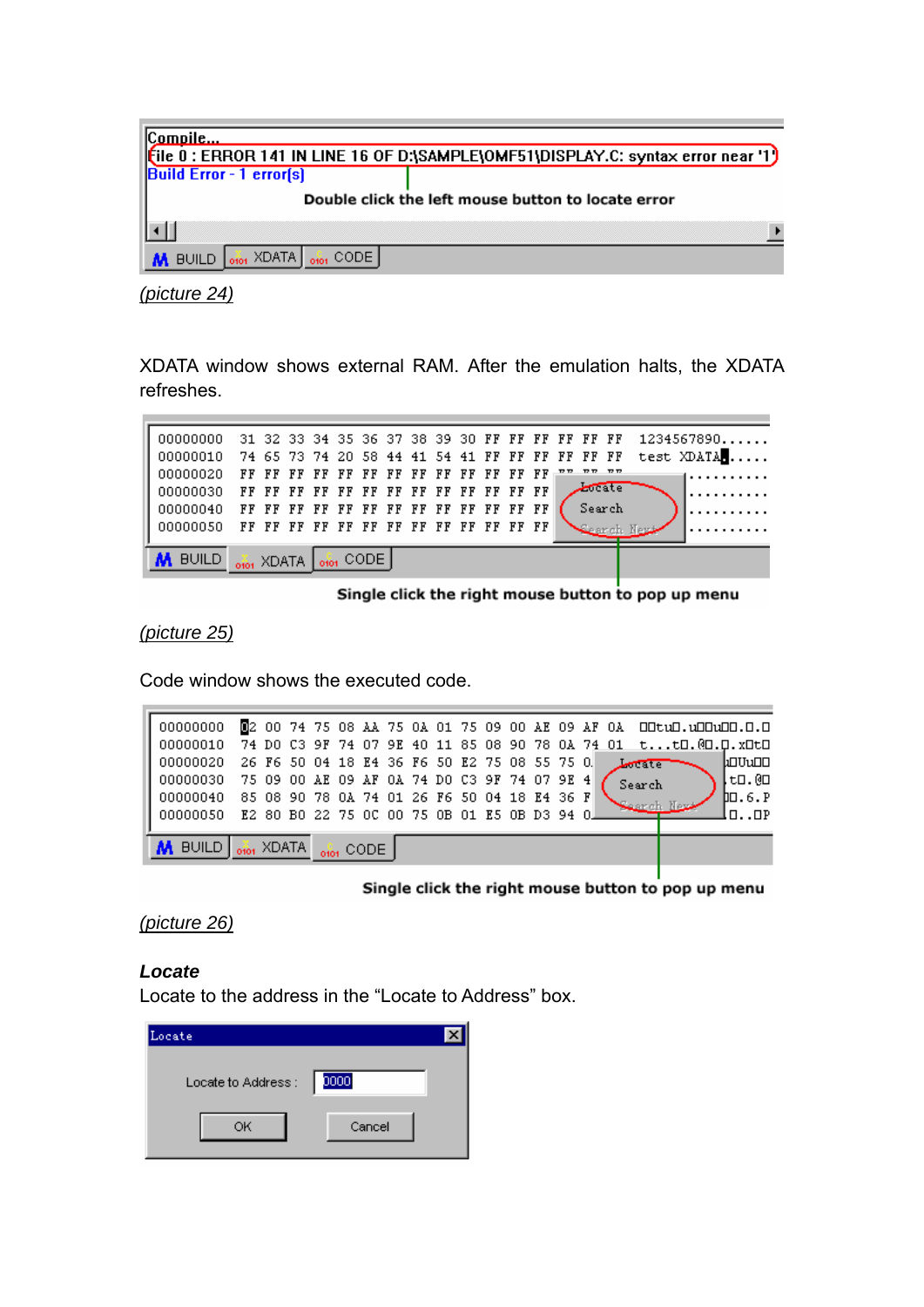Compile...
File 0 : ERROR 141 IN LINE 16 OF D:\SAMPLE\OMF51\DISPLAY.C: syntax error near '1'
Build Error - 1 error(s)

Double click the left mouse button to locate error

BUILD XDATA CODE

*(picture 24)*

XDATA window shows external RAM. After the emulation halts, the XDATA refreshes.

```
00000000  31 32 33 34 35 36 37 38 39 30 FF FF FF FF FF FF  1234567890......
00000010  74 65 73 74 20 58 44 41 54 41 FF FF FF FF FF FF  test XDATA......
00000020  FF FF FF FF FF FF FF FF FF FF FF FF FF FF FF FF  ................
00000030  FF FF FF FF FF FF FF FF FF FF FF FF FF FF FF FF  ................
00000040  FF FF FF FF FF FF FF FF FF FF FF FF FF FF FF FF  ................
00000050  FF FF FF FF FF FF FF FF FF FF FF FF FF FF FF FF  ................
```

Locate / Search / Search Next

BUILD XDATA CODE

Single click the right mouse button to pop up menu

*(picture 25)*

Code window shows the executed code.

```
00000000  02 00 74 75 08 AA 75 0A 01 75 09 00 AE 09 AF 0A
00000010  74 D0 C3 9F 74 07 9E 40 11 85 08 90 78 0A 74 01
00000020  26 F6 50 04 18 E4 36 F6 50 E2 75 08 55 75 0.
00000030  75 09 00 AE 09 AF 0A 74 D0 C3 9F 74 07 9E 4
00000040  85 08 90 78 0A 74 01 26 F6 50 04 18 E4 36 F
00000050  E2 80 B0 22 75 0C 00 75 0B 01 E5 0B D3 94 0
```

Locate / Search / Search Next

BUILD XDATA CODE

Single click the right mouse button to pop up menu

*(picture 26)*

***Locate***

Locate to the address in the "Locate to Address" box.

Locate

Locate to Address : 0000

OK Cancel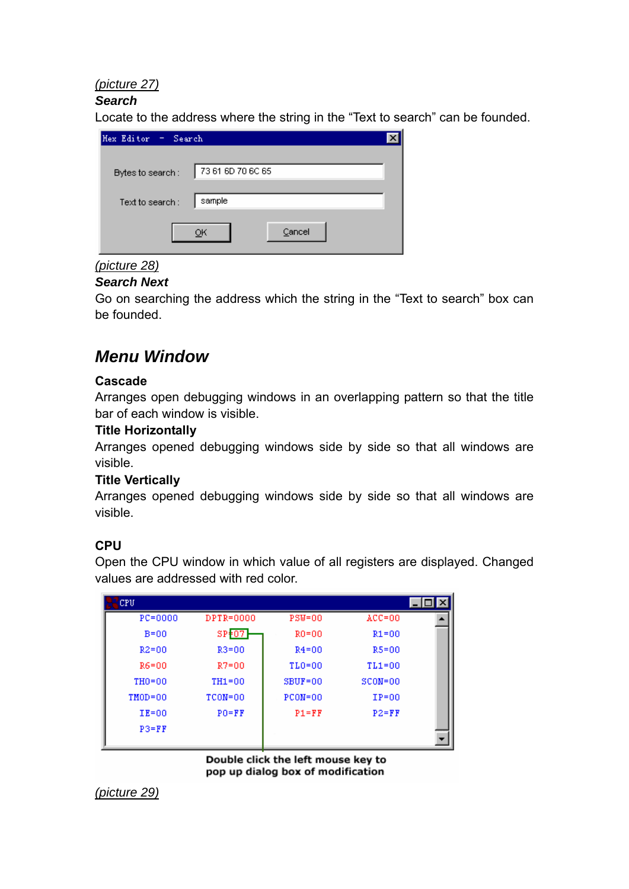*(picture 27)*

***Search***

Locate to the address where the string in the "Text to search" can be founded.

Hex Editor - Search

Bytes to search : 73 61 6D 70 6C 65

Text to search : sample

OK Cancel

*(picture 28)*

***Search Next***

Go on searching the address which the string in the "Text to search" box can be founded.

## *Menu Window*

**Cascade**

Arranges open debugging windows in an overlapping pattern so that the title bar of each window is visible.

**Title Horizontally**

Arranges opened debugging windows side by side so that all windows are visible.

**Title Vertically**

Arranges opened debugging windows side by side so that all windows are visible.

**CPU**

Open the CPU window in which value of all registers are displayed. Changed values are addressed with red color.

CPU

| | | | |
|---|---|---|---|
| PC=0000 | DPTR=0000 | PSW=00 | ACC=00 |
| B=00 | SP=07 | R0=00 | R1=00 |
| R2=00 | R3=00 | R4=00 | R5=00 |
| R6=00 | R7=00 | TL0=00 | TL1=00 |
| TH0=00 | TH1=00 | SBUF=00 | SCON=00 |
| TMOD=00 | TCON=00 | PCON=00 | IP=00 |
| IE=00 | P0=FF | P1=FF | P2=FF |
| P3=FF | | | |

Double click the left mouse key to pop up dialog box of modification

*(picture 29)*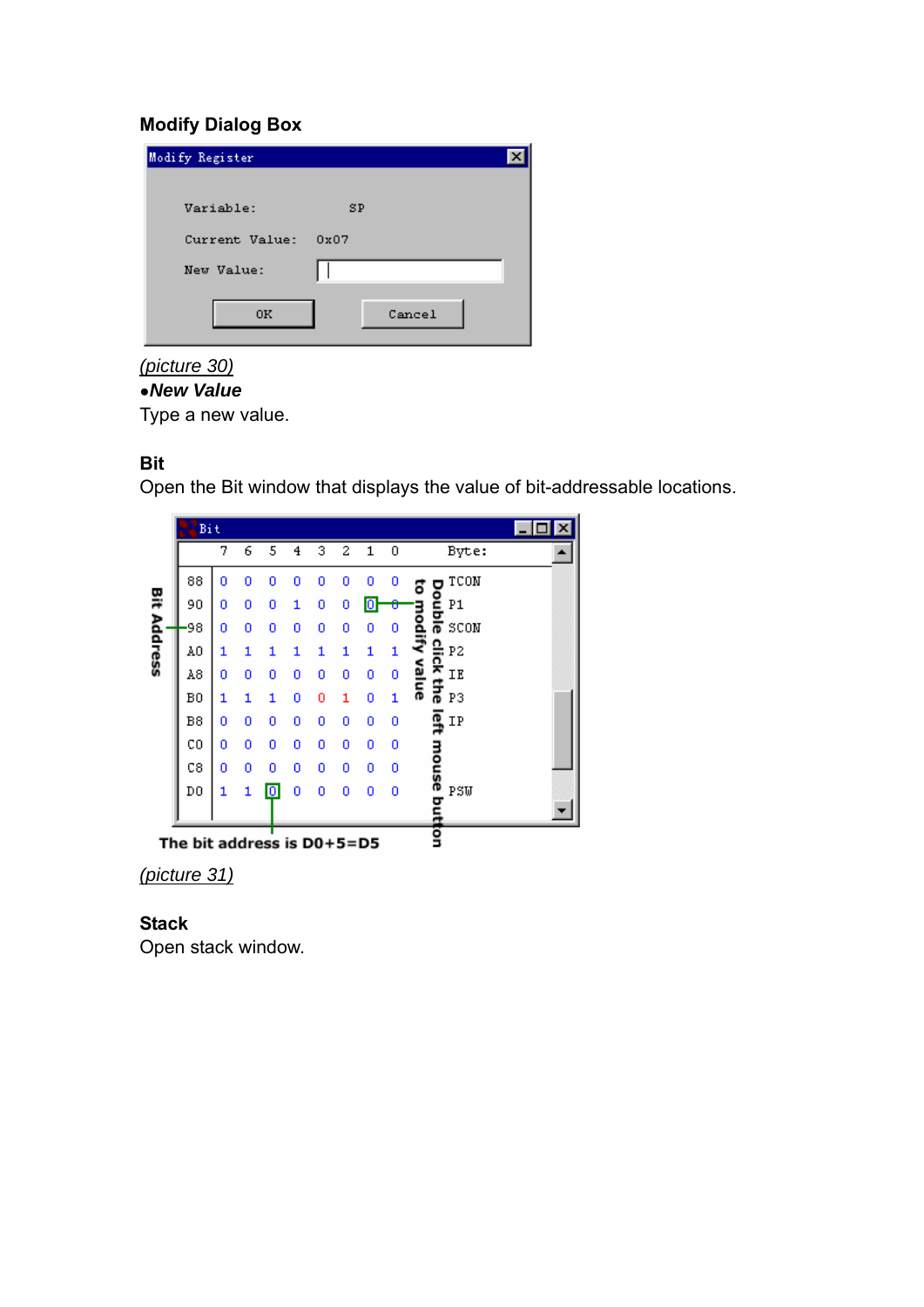**Modify Dialog Box**

Modify Register

Variable: SP

Current Value: 0x07

New Value:

OK    Cancel

(picture 30)

●***New Value***

Type a new value.

**Bit**

Open the Bit window that displays the value of bit-addressable locations.

| Bit Address | 7 | 6 | 5 | 4 | 3 | 2 | 1 | 0 | Byte: |
|---|---|---|---|---|---|---|---|---|---|
| 88 | 0 | 0 | 0 | 0 | 0 | 0 | 0 | 0 | TCON |
| 90 | 0 | 0 | 0 | 1 | 0 | 0 | 0 | 0 | P1 |
| 98 | 0 | 0 | 0 | 0 | 0 | 0 | 0 | 0 | SCON |
| A0 | 1 | 1 | 1 | 1 | 1 | 1 | 1 | 1 | P2 |
| A8 | 0 | 0 | 0 | 0 | 0 | 0 | 0 | 0 | IE |
| B0 | 1 | 1 | 1 | 0 | 0 | 1 | 0 | 1 | P3 |
| B8 | 0 | 0 | 0 | 0 | 0 | 0 | 0 | 0 | IP |
| C0 | 0 | 0 | 0 | 0 | 0 | 0 | 0 | 0 | |
| C8 | 0 | 0 | 0 | 0 | 0 | 0 | 0 | 0 | |
| D0 | 1 | 1 | 0 | 0 | 0 | 0 | 0 | 0 | PSW |

Double click the left mouse button to modify value

The bit address is D0+5=D5

(picture 31)

**Stack**

Open stack window.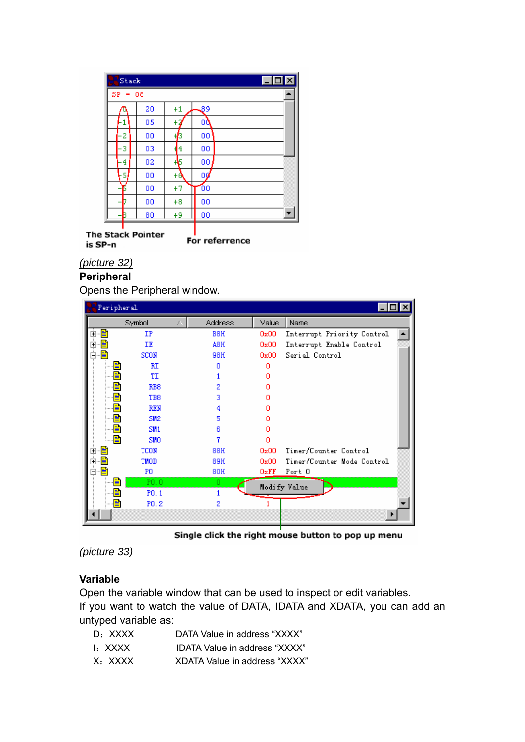(picture 32)

**Peripheral**

Opens the Peripheral window.

(picture 33)

**Variable**

Open the variable window that can be used to inspect or edit variables.

If you want to watch the value of DATA, IDATA and XDATA, you can add an untyped variable as:

| | |
|---|---|
| D：XXXX | DATA Value in address "XXXX" |
| I：XXXX | IDATA Value in address "XXXX" |
| X：XXXX | XDATA Value in address "XXXX" |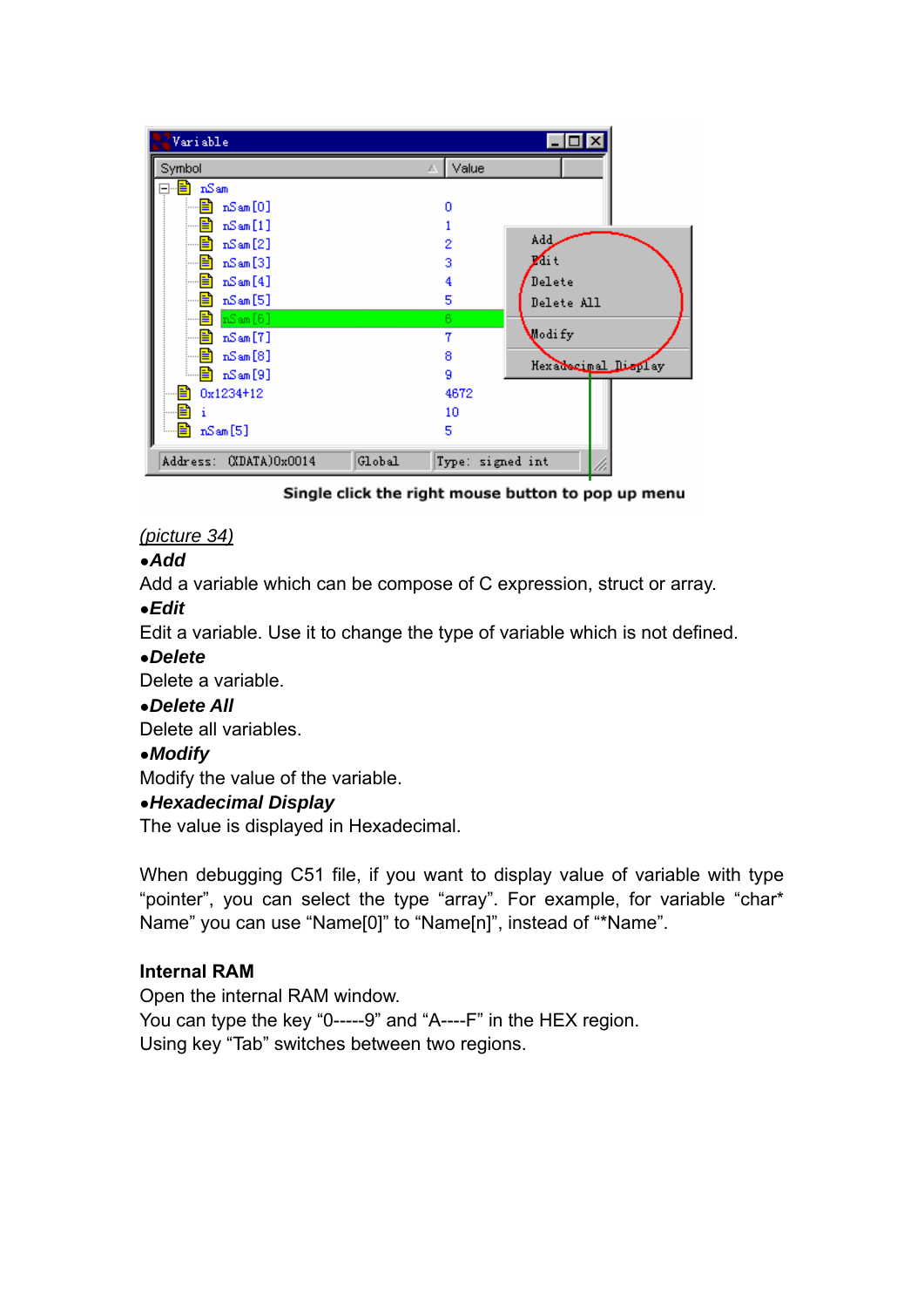Single click the right mouse button to pop up menu

(picture 34)

***•Add***

Add a variable which can be compose of C expression, struct or array.

***•Edit***

Edit a variable. Use it to change the type of variable which is not defined.

***•Delete***

Delete a variable.

***•Delete All***

Delete all variables.

***•Modify***

Modify the value of the variable.

***•Hexadecimal Display***

The value is displayed in Hexadecimal.

When debugging C51 file, if you want to display value of variable with type “pointer”, you can select the type “array”. For example, for variable “char* Name” you can use “Name[0]” to “Name[n]”, instead of “*Name”.

**Internal RAM**

Open the internal RAM window.

You can type the key “0-----9” and “A----F” in the HEX region.

Using key “Tab” switches between two regions.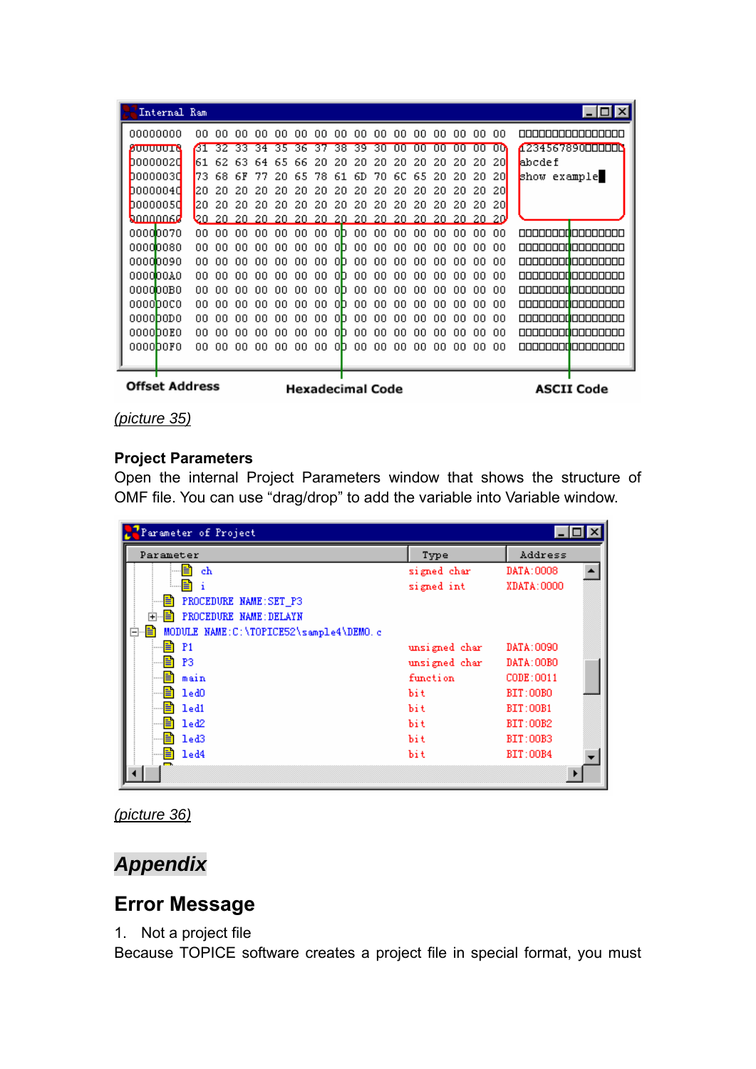(picture 35)

**Project Parameters**

Open the internal Project Parameters window that shows the structure of OMF file. You can use “drag/drop” to add the variable into Variable window.

(picture 36)

## *Appendix*

## Error Message

1. Not a project file

Because TOPICE software creates a project file in special format, you must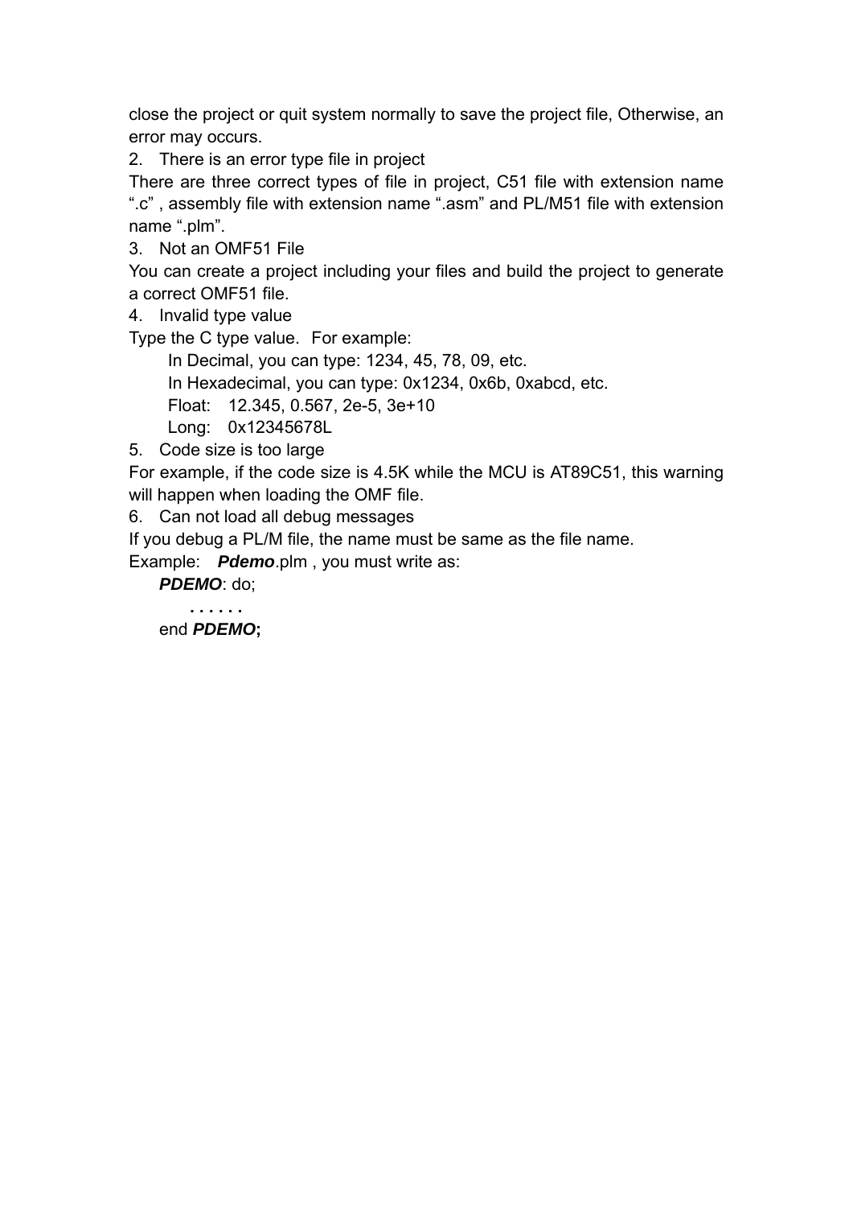close the project or quit system normally to save the project file, Otherwise, an error may occurs.

2. There is an error type file in project

There are three correct types of file in project, C51 file with extension name ".c" , assembly file with extension name ".asm" and PL/M51 file with extension name ".plm".

3. Not an OMF51 File

You can create a project including your files and build the project to generate a correct OMF51 file.

4. Invalid type value

Type the C type value. For example:

In Decimal, you can type: 1234, 45, 78, 09, etc.

In Hexadecimal, you can type: 0x1234, 0x6b, 0xabcd, etc.

Float: 12.345, 0.567, 2e-5, 3e+10

Long: 0x12345678L

5. Code size is too large

For example, if the code size is 4.5K while the MCU is AT89C51, this warning will happen when loading the OMF file.

6. Can not load all debug messages

If you debug a PL/M file, the name must be same as the file name.

Example: ***Pdemo***.plm , you must write as:

***PDEMO***: do;

**. . . . . .**

end ***PDEMO*;**